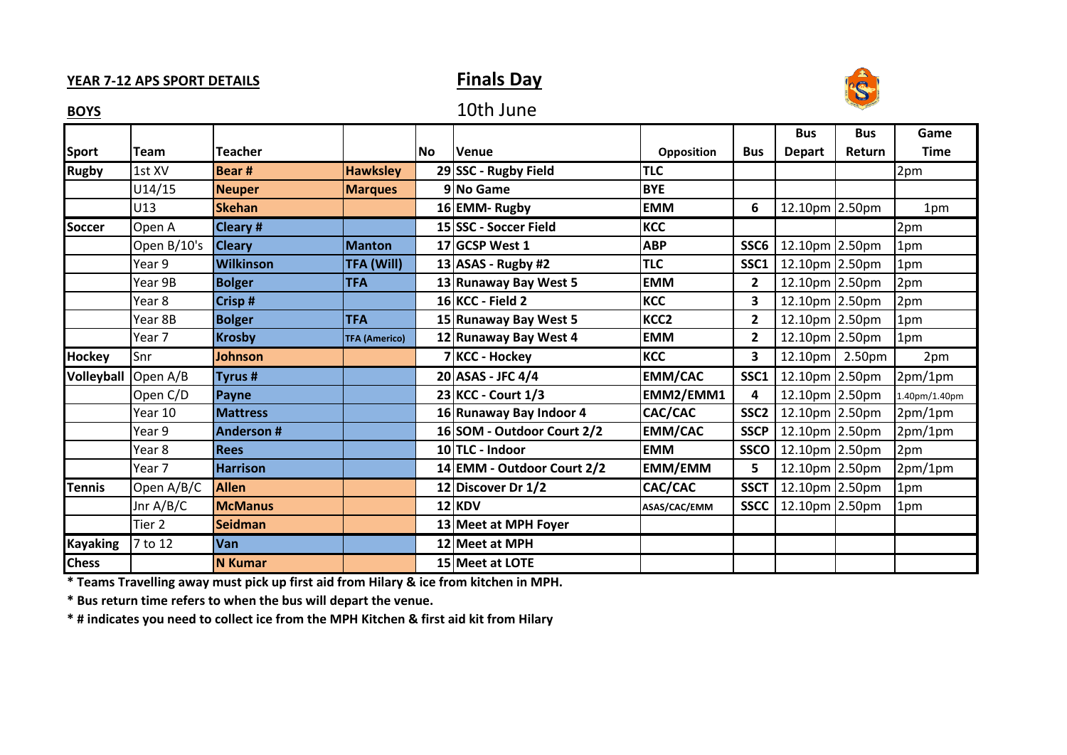**YEAR 7-12 APS SPORT DETAILS**

# Finals Day

**BOYS**

10th June

| Sport | Team | Teacher | | No | Venue | Opposition | Bus | Bus Depart | Bus Return | Game Time |
|---|---|---|---|---|---|---|---|---|---|---|
| **Rugby** | 1st XV | **Bear #** | **Hawksley** | 29 | **SSC - Rugby Field** | **TLC** | | | | 2pm |
| | U14/15 | **Neuper** | **Marques** | 9 | **No Game** | **BYE** | | | | |
| | U13 | **Skehan** | | 16 | **EMM- Rugby** | **EMM** | **6** | 12.10pm | 2.50pm | 1pm |
| **Soccer** | Open A | **Cleary #** | | 15 | **SSC - Soccer Field** | **KCC** | | | | 2pm |
| | Open B/10's | **Cleary** | **Manton** | 17 | **GCSP West 1** | **ABP** | **SSC6** | 12.10pm | 2.50pm | 1pm |
| | Year 9 | **Wilkinson** | **TFA (Will)** | 13 | **ASAS - Rugby #2** | **TLC** | **SSC1** | 12.10pm | 2.50pm | 1pm |
| | Year 9B | **Bolger** | **TFA** | 13 | **Runaway Bay West 5** | **EMM** | **2** | 12.10pm | 2.50pm | 2pm |
| | Year 8 | **Crisp #** | | 16 | **KCC - Field 2** | **KCC** | **3** | 12.10pm | 2.50pm | 2pm |
| | Year 8B | **Bolger** | **TFA** | 15 | **Runaway Bay West 5** | **KCC2** | **2** | 12.10pm | 2.50pm | 1pm |
| | Year 7 | **Krosby** | **TFA (Americo)** | 12 | **Runaway Bay West 4** | **EMM** | **2** | 12.10pm | 2.50pm | 1pm |
| **Hockey** | Snr | **Johnson** | | 7 | **KCC - Hockey** | **KCC** | **3** | 12.10pm | 2.50pm | 2pm |
| **Volleyball** | Open A/B | **Tyrus #** | | 20 | **ASAS - JFC 4/4** | **EMM/CAC** | **SSC1** | 12.10pm | 2.50pm | 2pm/1pm |
| | Open C/D | **Payne** | | 23 | **KCC - Court 1/3** | **EMM2/EMM1** | **4** | 12.10pm | 2.50pm | 1.40pm/1.40pm |
| | Year 10 | **Mattress** | | 16 | **Runaway Bay Indoor 4** | **CAC/CAC** | **SSC2** | 12.10pm | 2.50pm | 2pm/1pm |
| | Year 9 | **Anderson #** | | 16 | **SOM - Outdoor Court 2/2** | **EMM/CAC** | **SSCP** | 12.10pm | 2.50pm | 2pm/1pm |
| | Year 8 | **Rees** | | 10 | **TLC - Indoor** | **EMM** | **SSCO** | 12.10pm | 2.50pm | 2pm |
| | Year 7 | **Harrison** | | 14 | **EMM - Outdoor Court 2/2** | **EMM/EMM** | **5** | 12.10pm | 2.50pm | 2pm/1pm |
| **Tennis** | Open A/B/C | **Allen** | | 12 | **Discover Dr 1/2** | **CAC/CAC** | **SSCT** | 12.10pm | 2.50pm | 1pm |
| | Jnr A/B/C | **McManus** | | 12 | **KDV** | **ASAS/CAC/EMM** | **SSCC** | 12.10pm | 2.50pm | 1pm |
| | Tier 2 | **Seidman** | | 13 | **Meet at MPH Foyer** | | | | | |
| **Kayaking** | 7 to 12 | **Van** | | 12 | **Meet at MPH** | | | | | |
| **Chess** | | **N Kumar** | | 15 | **Meet at LOTE** | | | | | |

**\* Teams Travelling away must pick up first aid from Hilary & ice from kitchen in MPH.**

**\* Bus return time refers to when the bus will depart the venue.**

**\* # indicates you need to collect ice from the MPH Kitchen & first aid kit from Hilary**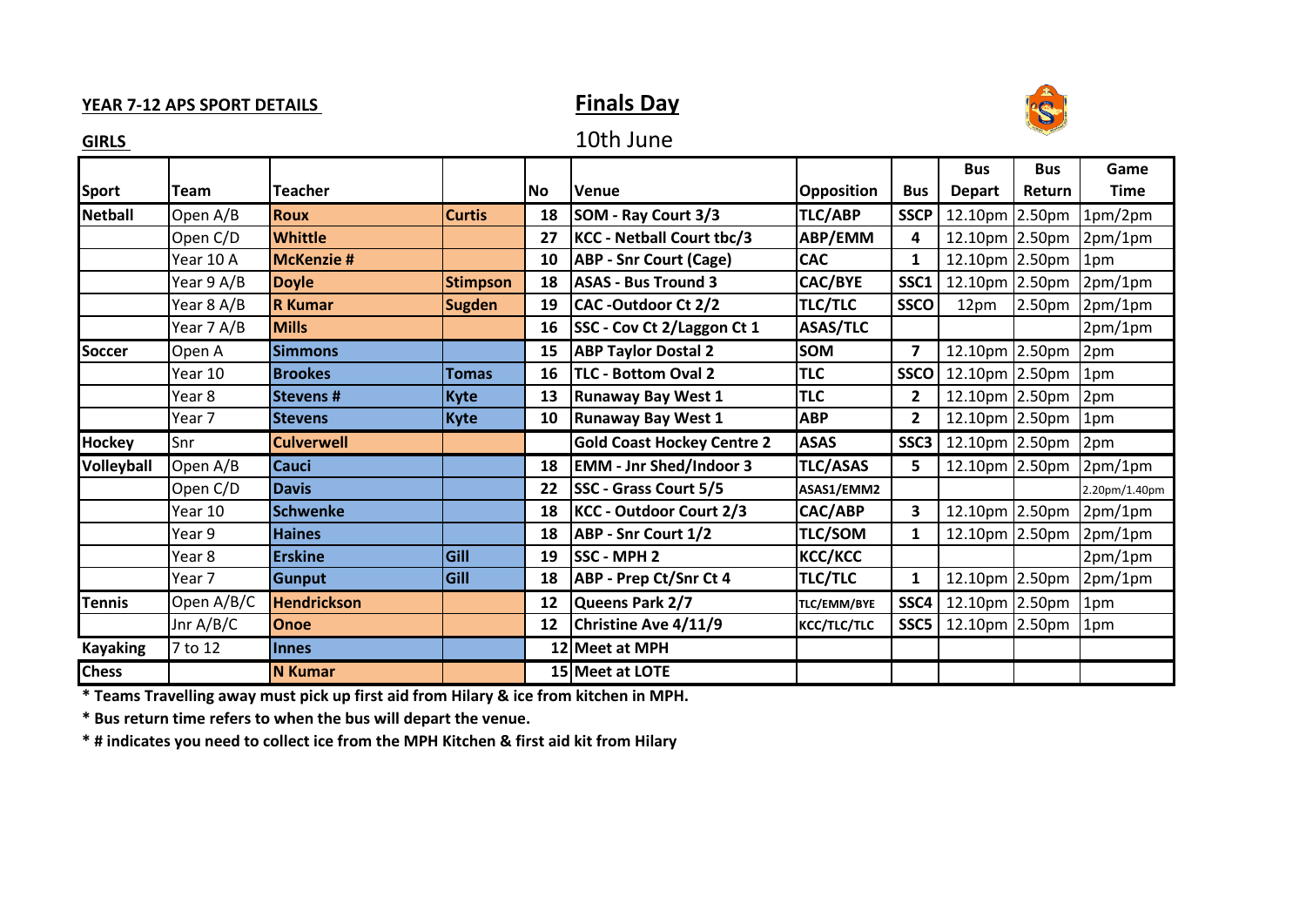**YEAR 7-12 APS SPORT DETAILS**

**GIRLS**

# Finals Day

10th June

| Sport | Team | Teacher | | No | Venue | Opposition | Bus | Bus Depart | Bus Return | Game Time |
|---|---|---|---|---|---|---|---|---|---|---|
| **Netball** | Open A/B | **Roux** | **Curtis** | **18** | **SOM - Ray Court 3/3** | **TLC/ABP** | **SSCP** | 12.10pm | 2.50pm | 1pm/2pm |
| | Open C/D | **Whittle** | | **27** | **KCC - Netball Court tbc/3** | **ABP/EMM** | **4** | 12.10pm | 2.50pm | 2pm/1pm |
| | Year 10 A | **McKenzie #** | | **10** | **ABP - Snr Court (Cage)** | **CAC** | **1** | 12.10pm | 2.50pm | 1pm |
| | Year 9 A/B | **Doyle** | **Stimpson** | **18** | **ASAS - Bus Tround 3** | **CAC/BYE** | **SSC1** | 12.10pm | 2.50pm | 2pm/1pm |
| | Year 8 A/B | **R Kumar** | **Sugden** | **19** | **CAC -Outdoor Ct 2/2** | **TLC/TLC** | **SSCO** | 12pm | 2.50pm | 2pm/1pm |
| | Year 7 A/B | **Mills** | | **16** | **SSC - Cov Ct 2/Laggon Ct 1** | **ASAS/TLC** | | | | 2pm/1pm |
| **Soccer** | Open A | **Simmons** | | **15** | **ABP Taylor Dostal 2** | **SOM** | **7** | 12.10pm | 2.50pm | 2pm |
| | Year 10 | **Brookes** | **Tomas** | **16** | **TLC - Bottom Oval 2** | **TLC** | **SSCO** | 12.10pm | 2.50pm | 1pm |
| | Year 8 | **Stevens #** | **Kyte** | **13** | **Runaway Bay West 1** | **TLC** | **2** | 12.10pm | 2.50pm | 2pm |
| | Year 7 | **Stevens** | **Kyte** | **10** | **Runaway Bay West 1** | **ABP** | **2** | 12.10pm | 2.50pm | 1pm |
| **Hockey** | Snr | **Culverwell** | | | **Gold Coast Hockey Centre 2** | **ASAS** | **SSC3** | 12.10pm | 2.50pm | 2pm |
| **Volleyball** | Open A/B | **Cauci** | | **18** | **EMM - Jnr Shed/Indoor 3** | **TLC/ASAS** | **5** | 12.10pm | 2.50pm | 2pm/1pm |
| | Open C/D | **Davis** | | **22** | **SSC - Grass Court 5/5** | **ASAS1/EMM2** | | | | 2.20pm/1.40pm |
| | Year 10 | **Schwenke** | | **18** | **KCC - Outdoor Court 2/3** | **CAC/ABP** | **3** | 12.10pm | 2.50pm | 2pm/1pm |
| | Year 9 | **Haines** | | **18** | **ABP - Snr Court 1/2** | **TLC/SOM** | **1** | 12.10pm | 2.50pm | 2pm/1pm |
| | Year 8 | **Erskine** | **Gill** | **19** | **SSC - MPH 2** | **KCC/KCC** | | | | 2pm/1pm |
| | Year 7 | **Gunput** | **Gill** | **18** | **ABP - Prep Ct/Snr Ct 4** | **TLC/TLC** | **1** | 12.10pm | 2.50pm | 2pm/1pm |
| **Tennis** | Open A/B/C | **Hendrickson** | | **12** | **Queens Park 2/7** | **TLC/EMM/BYE** | **SSC4** | 12.10pm | 2.50pm | 1pm |
| | Jnr A/B/C | **Onoe** | | **12** | **Christine Ave 4/11/9** | **KCC/TLC/TLC** | **SSC5** | 12.10pm | 2.50pm | 1pm |
| **Kayaking** | 7 to 12 | **Innes** | | **12** | **Meet at MPH** | | | | | |
| **Chess** | | **N Kumar** | | **15** | **Meet at LOTE** | | | | | |

**\* Teams Travelling away must pick up first aid from Hilary & ice from kitchen in MPH.**

**\* Bus return time refers to when the bus will depart the venue.**

**\* # indicates you need to collect ice from the MPH Kitchen & first aid kit from Hilary**